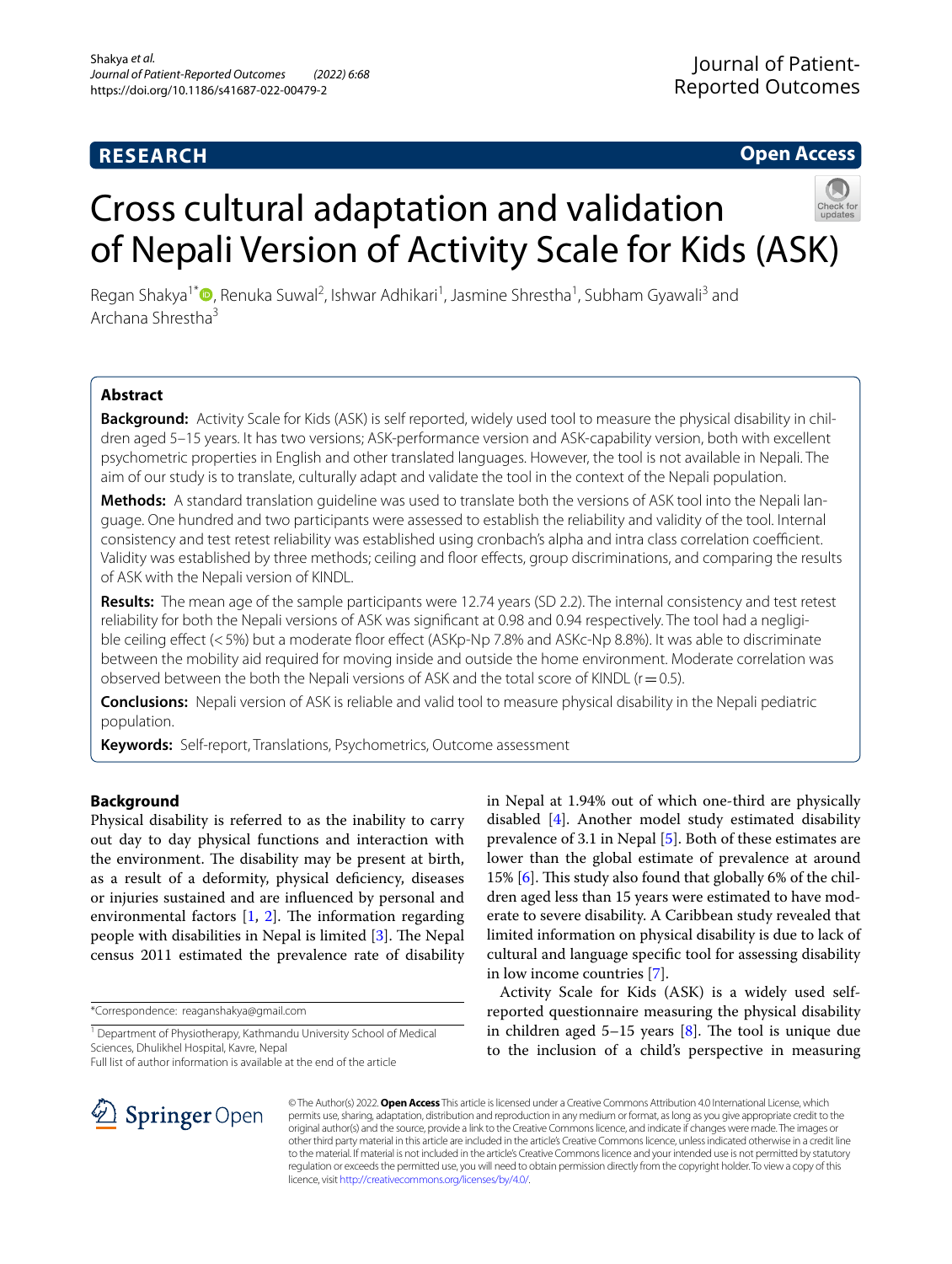RESEARCH

Open Access

# Cross cultural adaptation and validation of Nepali Version of Activity Scale for Kids (ASK)

Regan Shakya[1*], Renuka Suwal[2], Ishwar Adhikari[1], Jasmine Shrestha[1], Subham Gyawali[3] and Archana Shrestha[3]

## Abstract

**Background:** Activity Scale for Kids (ASK) is self reported, widely used tool to measure the physical disability in children aged 5–15 years. It has two versions; ASK-performance version and ASK-capability version, both with excellent psychometric properties in English and other translated languages. However, the tool is not available in Nepali. The aim of our study is to translate, culturally adapt and validate the tool in the context of the Nepali population.

**Methods:** A standard translation guideline was used to translate both the versions of ASK tool into the Nepali language. One hundred and two participants were assessed to establish the reliability and validity of the tool. Internal consistency and test retest reliability was established using cronbach's alpha and intra class correlation coefficient. Validity was established by three methods; ceiling and floor effects, group discriminations, and comparing the results of ASK with the Nepali version of KINDL.

**Results:** The mean age of the sample participants were 12.74 years (SD 2.2). The internal consistency and test retest reliability for both the Nepali versions of ASK was significant at 0.98 and 0.94 respectively. The tool had a negligible ceiling effect (<5%) but a moderate floor effect (ASKp-Np 7.8% and ASKc-Np 8.8%). It was able to discriminate between the mobility aid required for moving inside and outside the home environment. Moderate correlation was observed between the both the Nepali versions of ASK and the total score of KINDL (r = 0.5).

**Conclusions:** Nepali version of ASK is reliable and valid tool to measure physical disability in the Nepali pediatric population.

**Keywords:** Self-report, Translations, Psychometrics, Outcome assessment

## Background

Physical disability is referred to as the inability to carry out day to day physical functions and interaction with the environment. The disability may be present at birth, as a result of a deformity, physical deficiency, diseases or injuries sustained and are influenced by personal and environmental factors [1, 2]. The information regarding people with disabilities in Nepal is limited [3]. The Nepal census 2011 estimated the prevalence rate of disability in Nepal at 1.94% out of which one-third are physically disabled [4]. Another model study estimated disability prevalence of 3.1 in Nepal [5]. Both of these estimates are lower than the global estimate of prevalence at around 15% [6]. This study also found that globally 6% of the children aged less than 15 years were estimated to have moderate to severe disability. A Caribbean study revealed that limited information on physical disability is due to lack of cultural and language specific tool for assessing disability in low income countries [7].

Activity Scale for Kids (ASK) is a widely used self-reported questionnaire measuring the physical disability in children aged 5–15 years [8]. The tool is unique due to the inclusion of a child's perspective in measuring

*Correspondence: reaganshakya@gmail.com

[1] Department of Physiotherapy, Kathmandu University School of Medical Sciences, Dhulikhel Hospital, Kavre, Nepal

Full list of author information is available at the end of the article

© The Author(s) 2022. **Open Access** This article is licensed under a Creative Commons Attribution 4.0 International License, which permits use, sharing, adaptation, distribution and reproduction in any medium or format, as long as you give appropriate credit to the original author(s) and the source, provide a link to the Creative Commons licence, and indicate if changes were made. The images or other third party material in this article are included in the article's Creative Commons licence, unless indicated otherwise in a credit line to the material. If material is not included in the article's Creative Commons licence and your intended use is not permitted by statutory regulation or exceeds the permitted use, you will need to obtain permission directly from the copyright holder. To view a copy of this licence, visit http://creativecommons.org/licenses/by/4.0/.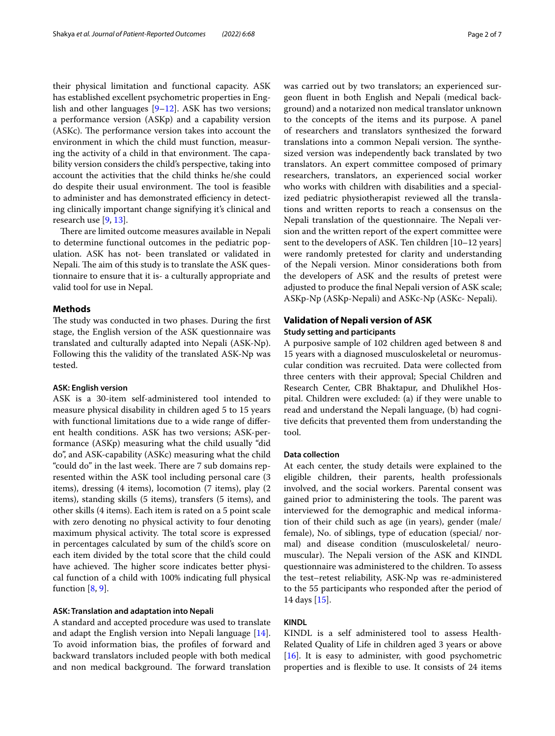their physical limitation and functional capacity. ASK has established excellent psychometric properties in English and other languages [9–12]. ASK has two versions; a performance version (ASKp) and a capability version (ASKc). The performance version takes into account the environment in which the child must function, measuring the activity of a child in that environment. The capability version considers the child's perspective, taking into account the activities that the child thinks he/she could do despite their usual environment. The tool is feasible to administer and has demonstrated efficiency in detecting clinically important change signifying it's clinical and research use [9, 13].

There are limited outcome measures available in Nepali to determine functional outcomes in the pediatric population. ASK has not- been translated or validated in Nepali. The aim of this study is to translate the ASK questionnaire to ensure that it is- a culturally appropriate and valid tool for use in Nepal.

## Methods

The study was conducted in two phases. During the first stage, the English version of the ASK questionnaire was translated and culturally adapted into Nepali (ASK-Np). Following this the validity of the translated ASK-Np was tested.

### ASK: English version

ASK is a 30-item self-administered tool intended to measure physical disability in children aged 5 to 15 years with functional limitations due to a wide range of different health conditions. ASK has two versions; ASK-performance (ASKp) measuring what the child usually "did do", and ASK-capability (ASKc) measuring what the child "could do" in the last week. There are 7 sub domains represented within the ASK tool including personal care (3 items), dressing (4 items), locomotion (7 items), play (2 items), standing skills (5 items), transfers (5 items), and other skills (4 items). Each item is rated on a 5 point scale with zero denoting no physical activity to four denoting maximum physical activity. The total score is expressed in percentages calculated by sum of the child's score on each item divided by the total score that the child could have achieved. The higher score indicates better physical function of a child with 100% indicating full physical function [8, 9].

### ASK: Translation and adaptation into Nepali

A standard and accepted procedure was used to translate and adapt the English version into Nepali language [14]. To avoid information bias, the profiles of forward and backward translators included people with both medical and non medical background. The forward translation was carried out by two translators; an experienced surgeon fluent in both English and Nepali (medical background) and a notarized non medical translator unknown to the concepts of the items and its purpose. A panel of researchers and translators synthesized the forward translations into a common Nepali version. The synthesized version was independently back translated by two translators. An expert committee composed of primary researchers, translators, an experienced social worker who works with children with disabilities and a specialized pediatric physiotherapist reviewed all the translations and written reports to reach a consensus on the Nepali translation of the questionnaire. The Nepali version and the written report of the expert committee were sent to the developers of ASK. Ten children [10–12 years] were randomly pretested for clarity and understanding of the Nepali version. Minor considerations both from the developers of ASK and the results of pretest were adjusted to produce the final Nepali version of ASK scale; ASKp-Np (ASKp-Nepali) and ASKc-Np (ASKc- Nepali).

## Validation of Nepali version of ASK

### Study setting and participants

A purposive sample of 102 children aged between 8 and 15 years with a diagnosed musculoskeletal or neuromuscular condition was recruited. Data were collected from three centers with their approval; Special Children and Research Center, CBR Bhaktapur, and Dhulikhel Hospital. Children were excluded: (a) if they were unable to read and understand the Nepali language, (b) had cognitive deficits that prevented them from understanding the tool.

### Data collection

At each center, the study details were explained to the eligible children, their parents, health professionals involved, and the social workers. Parental consent was gained prior to administering the tools. The parent was interviewed for the demographic and medical information of their child such as age (in years), gender (male/female), No. of siblings, type of education (special/normal) and disease condition (musculoskeletal/neuromuscular). The Nepali version of the ASK and KINDL questionnaire was administered to the children. To assess the test–retest reliability, ASK-Np was re-administered to the 55 participants who responded after the period of 14 days [15].

### KINDL

KINDL is a self administered tool to assess Health-Related Quality of Life in children aged 3 years or above [16]. It is easy to administer, with good psychometric properties and is flexible to use. It consists of 24 items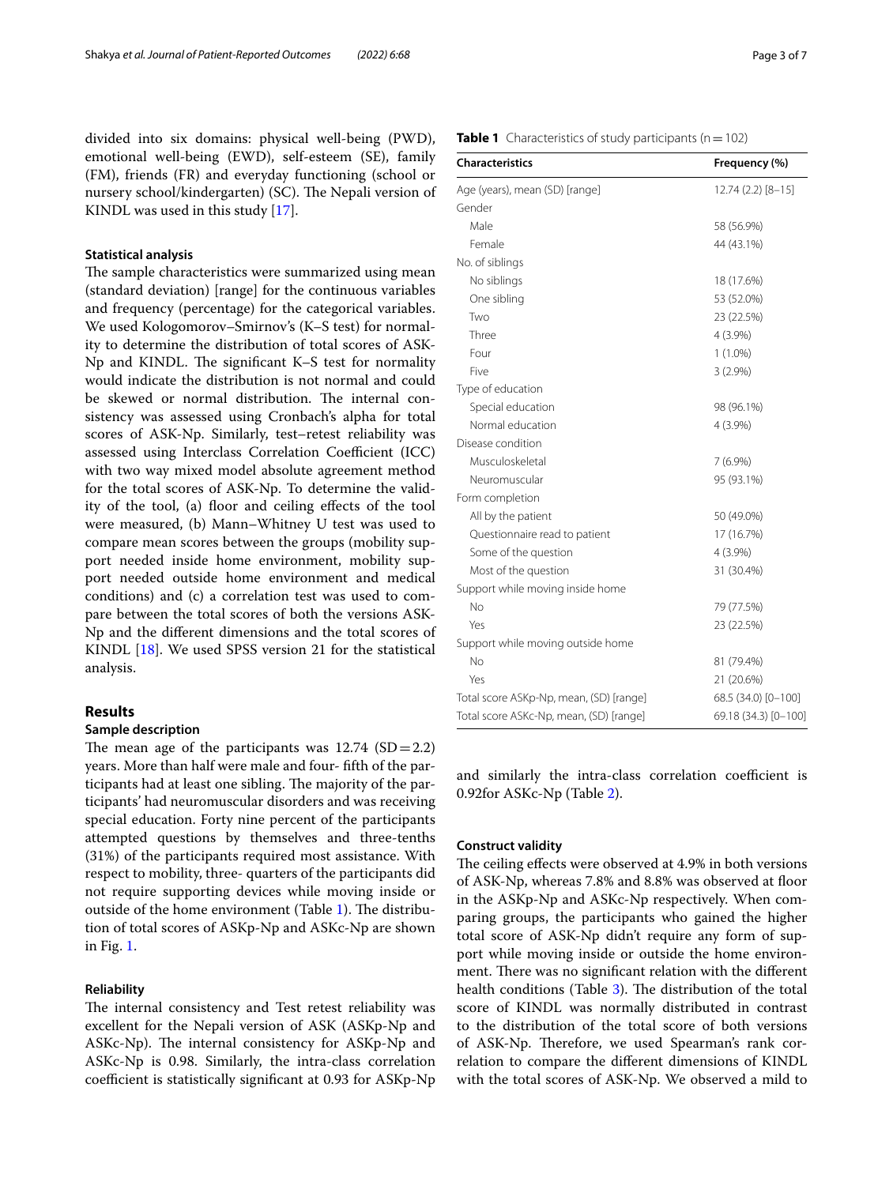divided into six domains: physical well-being (PWD), emotional well-being (EWD), self-esteem (SE), family (FM), friends (FR) and everyday functioning (school or nursery school/kindergarten) (SC). The Nepali version of KINDL was used in this study [17].

### Statistical analysis

The sample characteristics were summarized using mean (standard deviation) [range] for the continuous variables and frequency (percentage) for the categorical variables. We used Kologomorov–Smirnov's (K–S test) for normality to determine the distribution of total scores of ASK-Np and KINDL. The significant K–S test for normality would indicate the distribution is not normal and could be skewed or normal distribution. The internal consistency was assessed using Cronbach's alpha for total scores of ASK-Np. Similarly, test–retest reliability was assessed using Interclass Correlation Coefficient (ICC) with two way mixed model absolute agreement method for the total scores of ASK-Np. To determine the validity of the tool, (a) floor and ceiling effects of the tool were measured, (b) Mann–Whitney U test was used to compare mean scores between the groups (mobility support needed inside home environment, mobility support needed outside home environment and medical conditions) and (c) a correlation test was used to compare between the total scores of both the versions ASK-Np and the different dimensions and the total scores of KINDL [18]. We used SPSS version 21 for the statistical analysis.

## Results

### Sample description

The mean age of the participants was 12.74 (SD = 2.2) years. More than half were male and four- fifth of the participants had at least one sibling. The majority of the participants' had neuromuscular disorders and was receiving special education. Forty nine percent of the participants attempted questions by themselves and three-tenths (31%) of the participants required most assistance. With respect to mobility, three- quarters of the participants did not require supporting devices while moving inside or outside of the home environment (Table 1). The distribution of total scores of ASKp-Np and ASKc-Np are shown in Fig. 1.

### Reliability

The internal consistency and Test retest reliability was excellent for the Nepali version of ASK (ASKp-Np and ASKc-Np). The internal consistency for ASKp-Np and ASKc-Np is 0.98. Similarly, the intra-class correlation coefficient is statistically significant at 0.93 for ASKp-Np and similarly the intra-class correlation coefficient is 0.92for ASKc-Np (Table 2).

**Table 1** Characteristics of study participants (n = 102)

| Characteristics | Frequency (%) |
|---|---|
| Age (years), mean (SD) [range] | 12.74 (2.2) [8–15] |
| Gender | |
| Male | 58 (56.9%) |
| Female | 44 (43.1%) |
| No. of siblings | |
| No siblings | 18 (17.6%) |
| One sibling | 53 (52.0%) |
| Two | 23 (22.5%) |
| Three | 4 (3.9%) |
| Four | 1 (1.0%) |
| Five | 3 (2.9%) |
| Type of education | |
| Special education | 98 (96.1%) |
| Normal education | 4 (3.9%) |
| Disease condition | |
| Musculoskeletal | 7 (6.9%) |
| Neuromuscular | 95 (93.1%) |
| Form completion | |
| All by the patient | 50 (49.0%) |
| Questionnaire read to patient | 17 (16.7%) |
| Some of the question | 4 (3.9%) |
| Most of the question | 31 (30.4%) |
| Support while moving inside home | |
| No | 79 (77.5%) |
| Yes | 23 (22.5%) |
| Support while moving outside home | |
| No | 81 (79.4%) |
| Yes | 21 (20.6%) |
| Total score ASKp-Np, mean, (SD) [range] | 68.5 (34.0) [0–100] |
| Total score ASKc-Np, mean, (SD) [range] | 69.18 (34.3) [0–100] |

### Construct validity

The ceiling effects were observed at 4.9% in both versions of ASK-Np, whereas 7.8% and 8.8% was observed at floor in the ASKp-Np and ASKc-Np respectively. When comparing groups, the participants who gained the higher total score of ASK-Np didn't require any form of support while moving inside or outside the home environment. There was no significant relation with the different health conditions (Table 3). The distribution of the total score of KINDL was normally distributed in contrast to the distribution of the total score of both versions of ASK-Np. Therefore, we used Spearman's rank correlation to compare the different dimensions of KINDL with the total scores of ASK-Np. We observed a mild to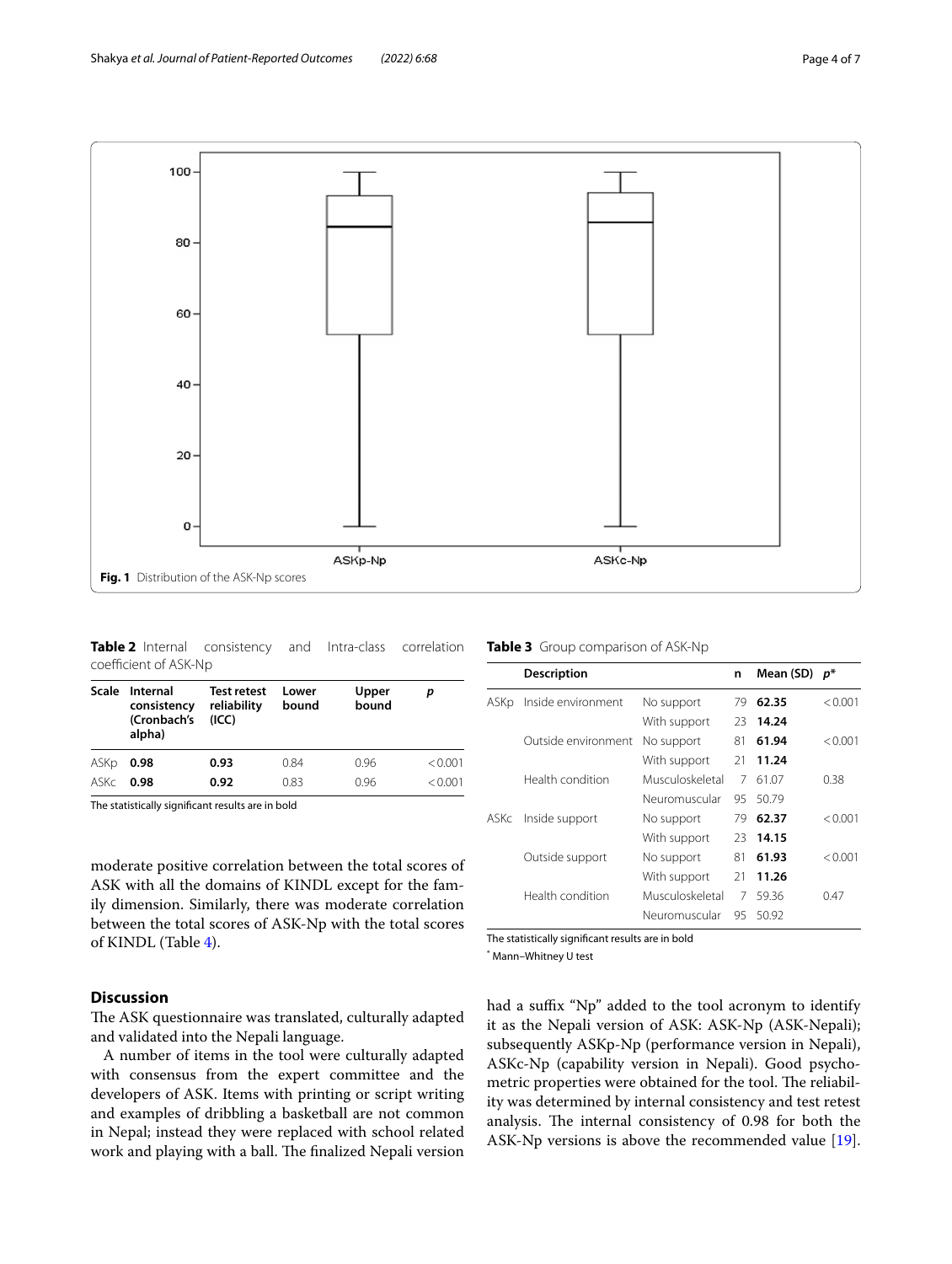Fig. 1 Distribution of the ASK-Np scores

**Table 2** Internal consistency and Intra-class correlation coefficient of ASK-Np

| Scale | Internal consistency (Cronbach's alpha) | Test retest reliability (ICC) | Lower bound | Upper bound | p |
|---|---|---|---|---|---|
| ASKp | **0.98** | **0.93** | 0.84 | 0.96 | < 0.001 |
| ASKc | **0.98** | **0.92** | 0.83 | 0.96 | < 0.001 |

The statistically significant results are in bold

**Table 3** Group comparison of ASK-Np

| | Description | | n | Mean (SD) | p* |
|---|---|---|---|---|---|
| ASKp | Inside environment | No support | 79 | **62.35** | < 0.001 |
| | | With support | 23 | **14.24** | |
| | Outside environment | No support | 81 | **61.94** | < 0.001 |
| | | With support | 21 | **11.24** | |
| | Health condition | Musculoskeletal | 7 | 61.07 | 0.38 |
| | | Neuromuscular | 95 | 50.79 | |
| ASKc | Inside support | No support | 79 | **62.37** | < 0.001 |
| | | With support | 23 | **14.15** | |
| | Outside support | No support | 81 | **61.93** | < 0.001 |
| | | With support | 21 | **11.26** | |
| | Health condition | Musculoskeletal | 7 | 59.36 | 0.47 |
| | | Neuromuscular | 95 | 50.92 | |

The statistically significant results are in bold

[*] Mann–Whitney U test

moderate positive correlation between the total scores of ASK with all the domains of KINDL except for the family dimension. Similarly, there was moderate correlation between the total scores of ASK-Np with the total scores of KINDL (Table 4).

## Discussion

The ASK questionnaire was translated, culturally adapted and validated into the Nepali language.

A number of items in the tool were culturally adapted with consensus from the expert committee and the developers of ASK. Items with printing or script writing and examples of dribbling a basketball are not common in Nepal; instead they were replaced with school related work and playing with a ball. The finalized Nepali version had a suffix "Np" added to the tool acronym to identify it as the Nepali version of ASK: ASK-Np (ASK-Nepali); subsequently ASKp-Np (performance version in Nepali), ASKc-Np (capability version in Nepali). Good psychometric properties were obtained for the tool. The reliability was determined by internal consistency and test retest analysis. The internal consistency of 0.98 for both the ASK-Np versions is above the recommended value [19].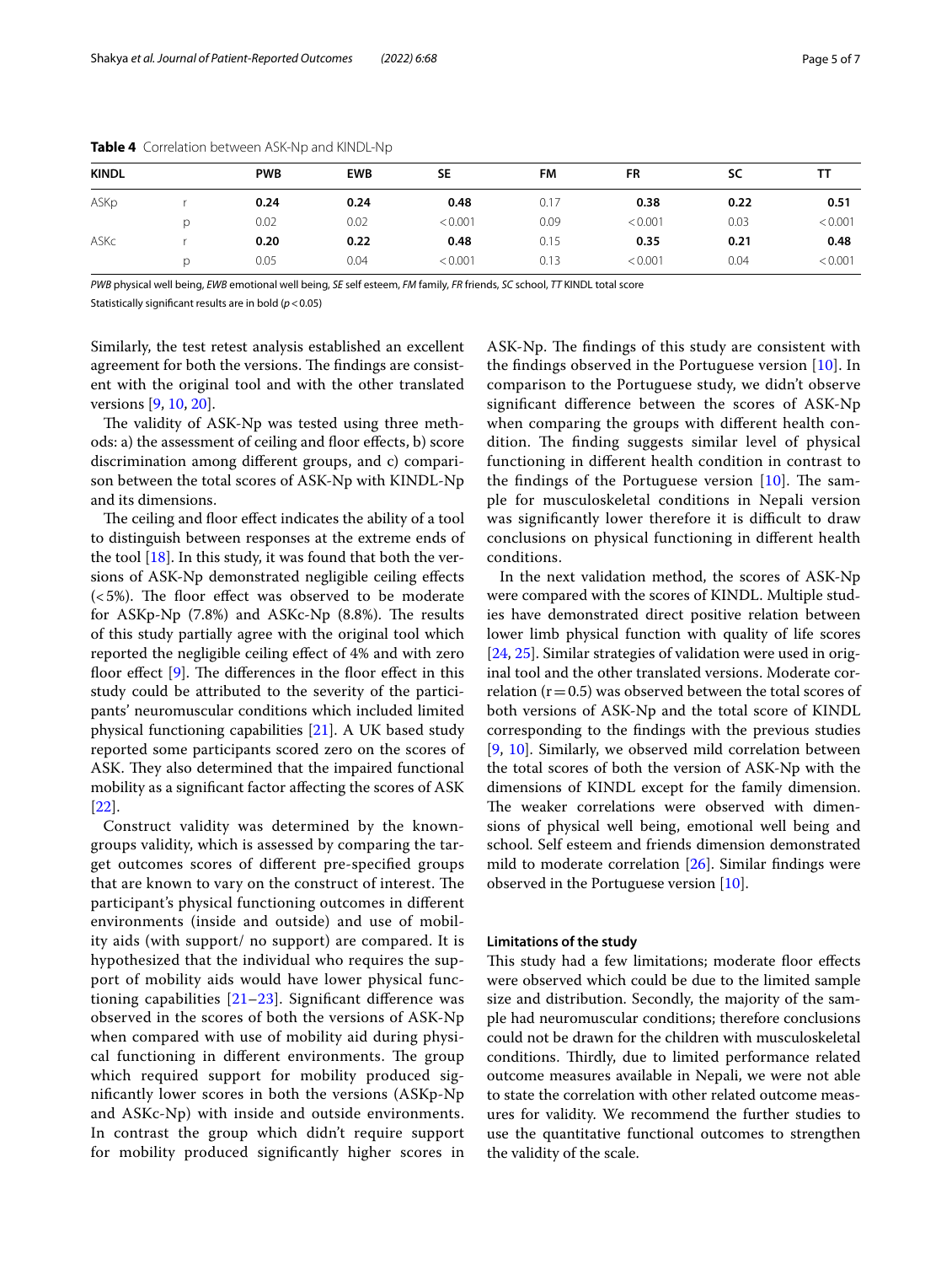**Table 4** Correlation between ASK-Np and KINDL-Np

| KINDL | | PWB | EWB | SE | FM | FR | SC | TT |
|---|---|---|---|---|---|---|---|---|
| ASKp | r | **0.24** | **0.24** | **0.48** | 0.17 | **0.38** | **0.22** | **0.51** |
| | p | 0.02 | 0.02 | < 0.001 | 0.09 | < 0.001 | 0.03 | < 0.001 |
| ASKc | r | **0.20** | **0.22** | **0.48** | 0.15 | **0.35** | **0.21** | **0.48** |
| | p | 0.05 | 0.04 | < 0.001 | 0.13 | < 0.001 | 0.04 | < 0.001 |

*PWB* physical well being, *EWB* emotional well being, *SE* self esteem, *FM* family, *FR* friends, *SC* school, *TT* KINDL total score

Statistically significant results are in bold ($p < 0.05$)

Similarly, the test retest analysis established an excellent agreement for both the versions. The findings are consistent with the original tool and with the other translated versions [9, 10, 20].

The validity of ASK-Np was tested using three methods: a) the assessment of ceiling and floor effects, b) score discrimination among different groups, and c) comparison between the total scores of ASK-Np with KINDL-Np and its dimensions.

The ceiling and floor effect indicates the ability of a tool to distinguish between responses at the extreme ends of the tool [18]. In this study, it was found that both the versions of ASK-Np demonstrated negligible ceiling effects (<5%). The floor effect was observed to be moderate for ASKp-Np (7.8%) and ASKc-Np (8.8%). The results of this study partially agree with the original tool which reported the negligible ceiling effect of 4% and with zero floor effect [9]. The differences in the floor effect in this study could be attributed to the severity of the participants' neuromuscular conditions which included limited physical functioning capabilities [21]. A UK based study reported some participants scored zero on the scores of ASK. They also determined that the impaired functional mobility as a significant factor affecting the scores of ASK [22].

Construct validity was determined by the known-groups validity, which is assessed by comparing the target outcomes scores of different pre-specified groups that are known to vary on the construct of interest. The participant's physical functioning outcomes in different environments (inside and outside) and use of mobility aids (with support/ no support) are compared. It is hypothesized that the individual who requires the support of mobility aids would have lower physical functioning capabilities [21–23]. Significant difference was observed in the scores of both the versions of ASK-Np when compared with use of mobility aid during physical functioning in different environments. The group which required support for mobility produced significantly lower scores in both the versions (ASKp-Np and ASKc-Np) with inside and outside environments. In contrast the group which didn't require support for mobility produced significantly higher scores in ASK-Np. The findings of this study are consistent with the findings observed in the Portuguese version [10]. In comparison to the Portuguese study, we didn't observe significant difference between the scores of ASK-Np when comparing the groups with different health condition. The finding suggests similar level of physical functioning in different health condition in contrast to the findings of the Portuguese version [10]. The sample for musculoskeletal conditions in Nepali version was significantly lower therefore it is difficult to draw conclusions on physical functioning in different health conditions.

In the next validation method, the scores of ASK-Np were compared with the scores of KINDL. Multiple studies have demonstrated direct positive relation between lower limb physical function with quality of life scores [24, 25]. Similar strategies of validation were used in original tool and the other translated versions. Moderate correlation ($r = 0.5$) was observed between the total scores of both versions of ASK-Np and the total score of KINDL corresponding to the findings with the previous studies [9, 10]. Similarly, we observed mild correlation between the total scores of both the version of ASK-Np with the dimensions of KINDL except for the family dimension. The weaker correlations were observed with dimensions of physical well being, emotional well being and school. Self esteem and friends dimension demonstrated mild to moderate correlation [26]. Similar findings were observed in the Portuguese version [10].

#### Limitations of the study

This study had a few limitations; moderate floor effects were observed which could be due to the limited sample size and distribution. Secondly, the majority of the sample had neuromuscular conditions; therefore conclusions could not be drawn for the children with musculoskeletal conditions. Thirdly, due to limited performance related outcome measures available in Nepali, we were not able to state the correlation with other related outcome measures for validity. We recommend the further studies to use the quantitative functional outcomes to strengthen the validity of the scale.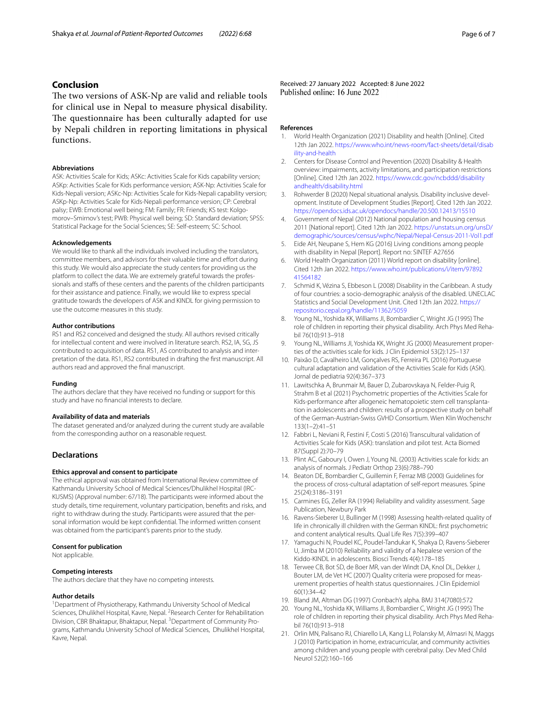## Conclusion

The two versions of ASK-Np are valid and reliable tools for clinical use in Nepal to measure physical disability. The questionnaire has been culturally adapted for use by Nepali children in reporting limitations in physical functions.

### Abbreviations

ASK: Activities Scale for Kids; ASKc: Activities Scale for Kids capability version; ASKp: Activities Scale for Kids performance version; ASK-Np: Activities Scale for Kids-Nepali version; ASKc-Np: Activities Scale for Kids-Nepali capability version; ASKp-Np: Activities Scale for Kids-Nepali performance version; CP: Cerebral palsy; EWB: Emotional well being; FM: Family; FR: Friends; KS test: Kolgomorov–Smirnov's test; PWB: Physical well being; SD: Standard deviation; SPSS: Statistical Package for the Social Sciences; SE: Self-esteem; SC: School.

### Acknowledgements

We would like to thank all the individuals involved including the translators, committee members, and advisors for their valuable time and effort during this study. We would also appreciate the study centers for providing us the platform to collect the data. We are extremely grateful towards the professionals and staffs of these centers and the parents of the children participants for their assistance and patience. Finally, we would like to express special gratitude towards the developers of ASK and KINDL for giving permission to use the outcome measures in this study.

### Author contributions

RS1 and RS2 conceived and designed the study. All authors revised critically for intellectual content and were involved in literature search. RS2, IA, SG, JS contributed to acquisition of data. RS1, AS contributed to analysis and interpretation of the data. RS1, RS2 contributed in drafting the first manuscript. All authors read and approved the final manuscript.

### Funding

The authors declare that they have received no funding or support for this study and have no financial interests to declare.

### Availability of data and materials

The dataset generated and/or analyzed during the current study are available from the corresponding author on a reasonable request.

## Declarations

### Ethics approval and consent to participate

The ethical approval was obtained from International Review committee of Kathmandu University School of Medical Sciences/Dhulikhel Hospital (IRC-KUSMS) (Approval number: 67/18). The participants were informed about the study details, time requirement, voluntary participation, benefits and risks, and right to withdraw during the study. Participants were assured that the personal information would be kept confidential. The informed written consent was obtained from the participant's parents prior to the study.

### Consent for publication

Not applicable.

### Competing interests

The authors declare that they have no competing interests.

### Author details

[1]Department of Physiotherapy, Kathmandu University School of Medical Sciences, Dhulikhel Hospital, Kavre, Nepal. [2]Research Center for Rehabilitation Division, CBR Bhaktapur, Bhaktapur, Nepal. [3]Department of Community Programs, Kathmandu University School of Medical Sciences, Dhulikhel Hospital, Kavre, Nepal.

Received: 27 January 2022 Accepted: 8 June 2022
Published online: 16 June 2022

### References

1. World Health Organization (2021) Disability and health [Online]. Cited 12th Jan 2022. https://www.who.int/news-room/fact-sheets/detail/disability-and-health
2. Centers for Disease Control and Prevention (2020) Disability & Health overview: impairments, activity limitations, and participation restrictions [Online]. Cited 12th Jan 2022. https://www.cdc.gov/ncbddd/disabilityandhealth/disability.html
3. Rohwerder B (2020) Nepal situational analysis. Disability inclusive development. Institute of Development Studies [Report]. Cited 12th Jan 2022. https://opendocs.ids.ac.uk/opendocs/handle/20.500.12413/15510
4. Government of Nepal (2012) National population and housing census 2011 [National report]. Cited 12th Jan 2022. https://unstats.un.org/unsD/demographic/sources/census/wphc/Nepal/Nepal-Census-2011-Vol1.pdf
5. Eide AH, Neupane S, Hem KG (2016) Living conditions among people with disability in Nepal [Report]. Report no: SINTEF A27656
6. World Health Organization (2011) World report on disability [online]. Cited 12th Jan 2022. https://www.who.int/publications/i/item/9789241564182
7. Schmid K, Vézina S, Ebbeson L (2008) Disability in the Caribbean. A study of four countries: a socio-demographic analysis of the disabled. UNECLAC Statistics and Social Development Unit. Cited 12th Jan 2022. https://repositorio.cepal.org/handle/11362/5059
8. Young NL, Yoshida KK, Williams JI, Bombardier C, Wright JG (1995) The role of children in reporting their physical disability. Arch Phys Med Rehabil 76(10):913–918
9. Young NL, Williams JI, Yoshida KK, Wright JG (2000) Measurement properties of the activities scale for kids. J Clin Epidemiol 53(2):125–137
10. Paixão D, Cavalheiro LM, Gonçalves RS, Ferreira PL (2016) Portuguese cultural adaptation and validation of the Activities Scale for Kids (ASK). Jornal de pediatria 92(4):367–373
11. Lawitschka A, Brunmair M, Bauer D, Zubarovskaya N, Felder-Puig R, Strahm B et al (2021) Psychometric properties of the Activities Scale for Kids-performance after allogeneic hematopoietic stem cell transplantation in adolescents and children: results of a prospective study on behalf of the German-Austrian-Swiss GVHD Consortium. Wien Klin Wochenschr 133(1–2):41–51
12. Fabbri L, Neviani R, Festini F, Costi S (2016) Transcultural validation of Activities Scale for Kids (ASK): translation and pilot test. Acta Biomed 87(Suppl 2):70–79
13. Plint AC, Gaboury I, Owen J, Young NL (2003) Activities scale for kids: an analysis of normals. J Pediatr Orthop 23(6):788–790
14. Beaton DE, Bombardier C, Guillemin F, Ferraz MB (2000) Guidelines for the process of cross-cultural adaptation of self-report measures. Spine 25(24):3186–3191
15. Carmines EG, Zeller RA (1994) Reliability and validity assessment. Sage Publication, Newbury Park
16. Ravens-Sieberer U, Bullinger M (1998) Assessing health-related quality of life in chronically ill children with the German KINDL: first psychometric and content analytical results. Qual Life Res 7(5):399–407
17. Yamaguchi N, Poudel KC, Poudel-Tandukar K, Shakya D, Ravens-Sieberer U, Jimba M (2010) Reliability and validity of a Nepalese version of the Kiddo-KINDL in adolescents. Biosci Trends 4(4):178–185
18. Terwee CB, Bot SD, de Boer MR, van der Windt DA, Knol DL, Dekker J, Bouter LM, de Vet HC (2007) Quality criteria were proposed for measurement properties of health status questionnaires. J Clin Epidemiol 60(1):34–42
19. Bland JM, Altman DG (1997) Cronbach's alpha. BMJ 314(7080):572
20. Young NL, Yoshida KK, Williams JI, Bombardier C, Wright JG (1995) The role of children in reporting their physical disability. Arch Phys Med Rehabil 76(10):913–918
21. Orlin MN, Palisano RJ, Chiarello LA, Kang LJ, Polansky M, Almasri N, Maggs J (2010) Participation in home, extracurricular, and community activities among children and young people with cerebral palsy. Dev Med Child Neurol 52(2):160–166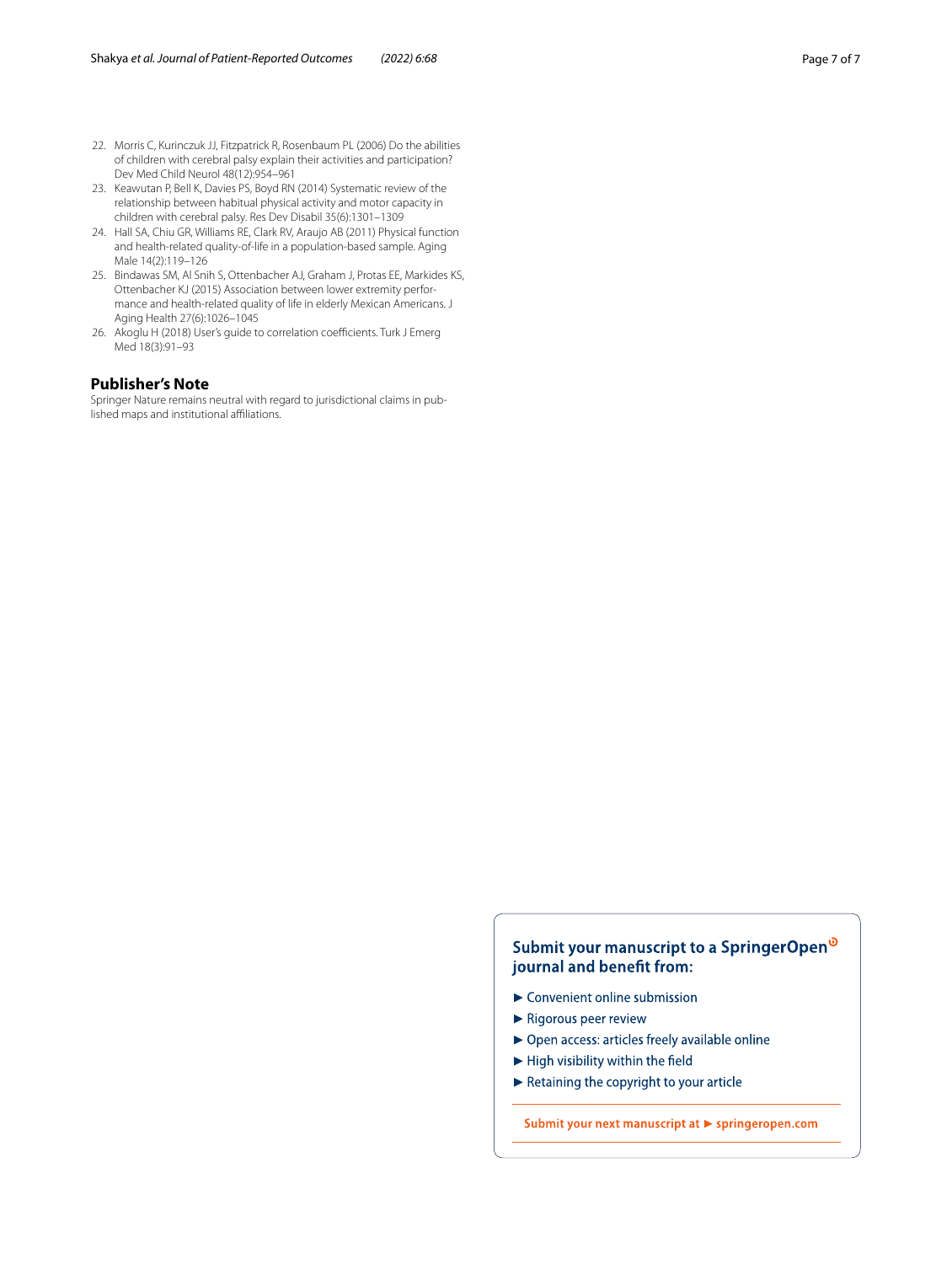22. Morris C, Kurinczuk JJ, Fitzpatrick R, Rosenbaum PL (2006) Do the abilities of children with cerebral palsy explain their activities and participation? Dev Med Child Neurol 48(12):954–961
23. Keawutan P, Bell K, Davies PS, Boyd RN (2014) Systematic review of the relationship between habitual physical activity and motor capacity in children with cerebral palsy. Res Dev Disabil 35(6):1301–1309
24. Hall SA, Chiu GR, Williams RE, Clark RV, Araujo AB (2011) Physical function and health-related quality-of-life in a population-based sample. Aging Male 14(2):119–126
25. Bindawas SM, Al Snih S, Ottenbacher AJ, Graham J, Protas EE, Markides KS, Ottenbacher KJ (2015) Association between lower extremity performance and health-related quality of life in elderly Mexican Americans. J Aging Health 27(6):1026–1045
26. Akoglu H (2018) User's guide to correlation coefficients. Turk J Emerg Med 18(3):91–93

## Publisher's Note

Springer Nature remains neutral with regard to jurisdictional claims in published maps and institutional affiliations.

**Submit your manuscript to a SpringerOpen journal and benefit from:**

- ► Convenient online submission
- ► Rigorous peer review
- ► Open access: articles freely available online
- ► High visibility within the field
- ► Retaining the copyright to your article

**Submit your next manuscript at ► springeropen.com**